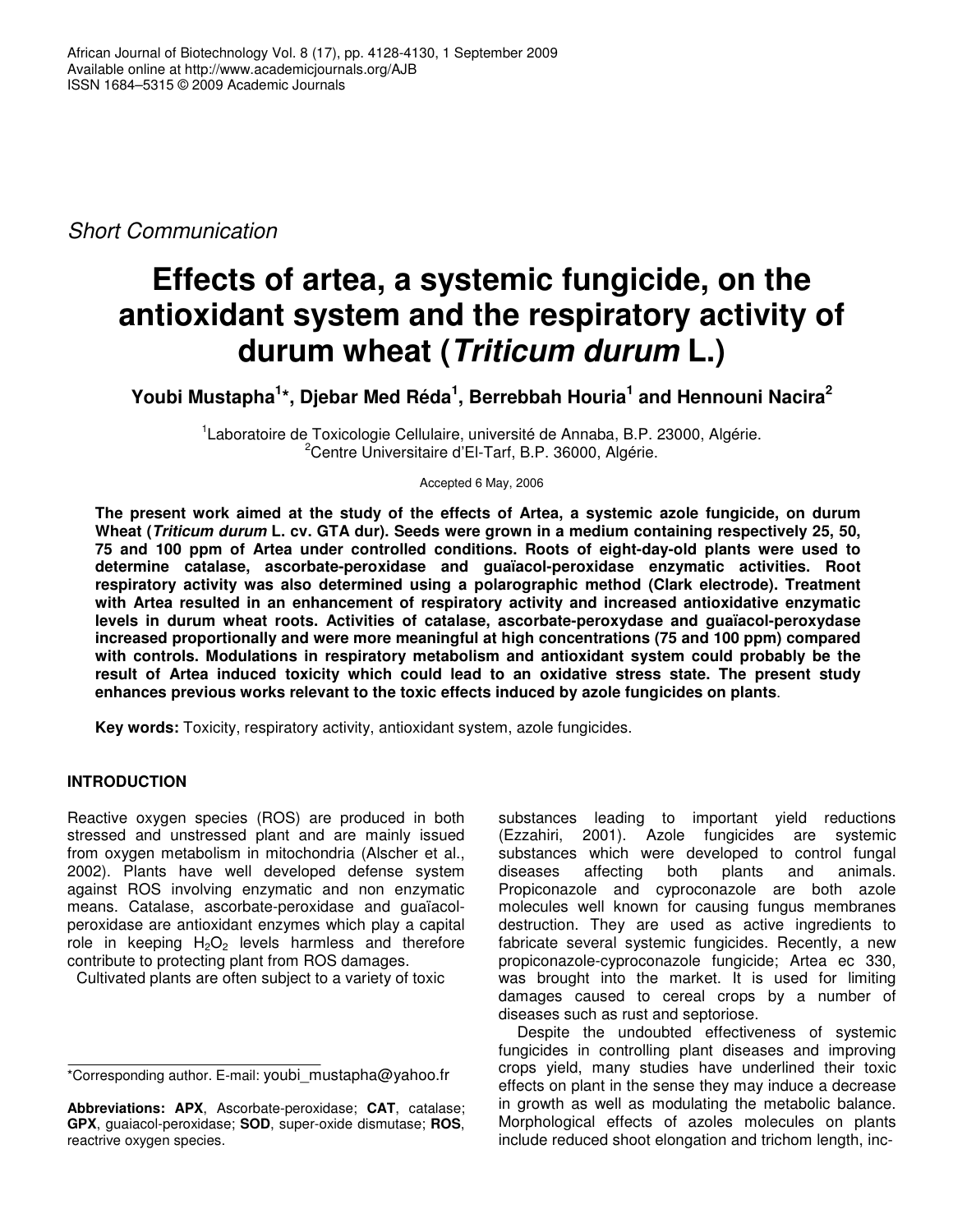*Short Communication*

# Effects of artea, a systemic fungicide, on the antioxidant system and the respiratory activity of durum wheat (*Triticum durum* L.)

**Youbi Mustapha[1]*, Djebar Med Réda[1], Berrebbah Houria[1] and Hennouni Nacira[2]**

[1]Laboratoire de Toxicologie Cellulaire, université de Annaba, B.P. 23000, Algérie.
[2]Centre Universitaire d'El-Tarf, B.P. 36000, Algérie.

Accepted 6 May, 2006

**The present work aimed at the study of the effects of Artea, a systemic azole fungicide, on durum Wheat (*Triticum durum* L. cv. GTA dur). Seeds were grown in a medium containing respectively 25, 50, 75 and 100 ppm of Artea under controlled conditions. Roots of eight-day-old plants were used to determine catalase, ascorbate-peroxidase and guaïacol-peroxidase enzymatic activities. Root respiratory activity was also determined using a polarographic method (Clark electrode). Treatment with Artea resulted in an enhancement of respiratory activity and increased antioxidative enzymatic levels in durum wheat roots. Activities of catalase, ascorbate-peroxydase and guaïacol-peroxydase increased proportionally and were more meaningful at high concentrations (75 and 100 ppm) compared with controls. Modulations in respiratory metabolism and antioxidant system could probably be the result of Artea induced toxicity which could lead to an oxidative stress state. The present study enhances previous works relevant to the toxic effects induced by azole fungicides on plants**.

**Key words:** Toxicity, respiratory activity, antioxidant system, azole fungicides.

## INTRODUCTION

Reactive oxygen species (ROS) are produced in both stressed and unstressed plant and are mainly issued from oxygen metabolism in mitochondria (Alscher et al., 2002). Plants have well developed defense system against ROS involving enzymatic and non enzymatic means. Catalase, ascorbate-peroxidase and guaïacol-peroxidase are antioxidant enzymes which play a capital role in keeping $H_2O_2$ levels harmless and therefore contribute to protecting plant from ROS damages.

Cultivated plants are often subject to a variety of toxic substances leading to important yield reductions (Ezzahiri, 2001). Azole fungicides are systemic substances which were developed to control fungal diseases affecting both plants and animals. Propiconazole and cyproconazole are both azole molecules well known for causing fungus membranes destruction. They are used as active ingredients to fabricate several systemic fungicides. Recently, a new propiconazole-cyproconazole fungicide; Artea ec 330, was brought into the market. It is used for limiting damages caused to cereal crops by a number of diseases such as rust and septoriose.

Despite the undoubted effectiveness of systemic fungicides in controlling plant diseases and improving crops yield, many studies have underlined their toxic effects on plant in the sense they may induce a decrease in growth as well as modulating the metabolic balance. Morphological effects of azoles molecules on plants include reduced shoot elongation and trichom length, inc-

*Corresponding author. E-mail: youbi_mustapha@yahoo.fr

**Abbreviations: APX**, Ascorbate-peroxidase; **CAT**, catalase; **GPX**, guaiacol-peroxidase; **SOD**, super-oxide dismutase; **ROS**, reactrive oxygen species.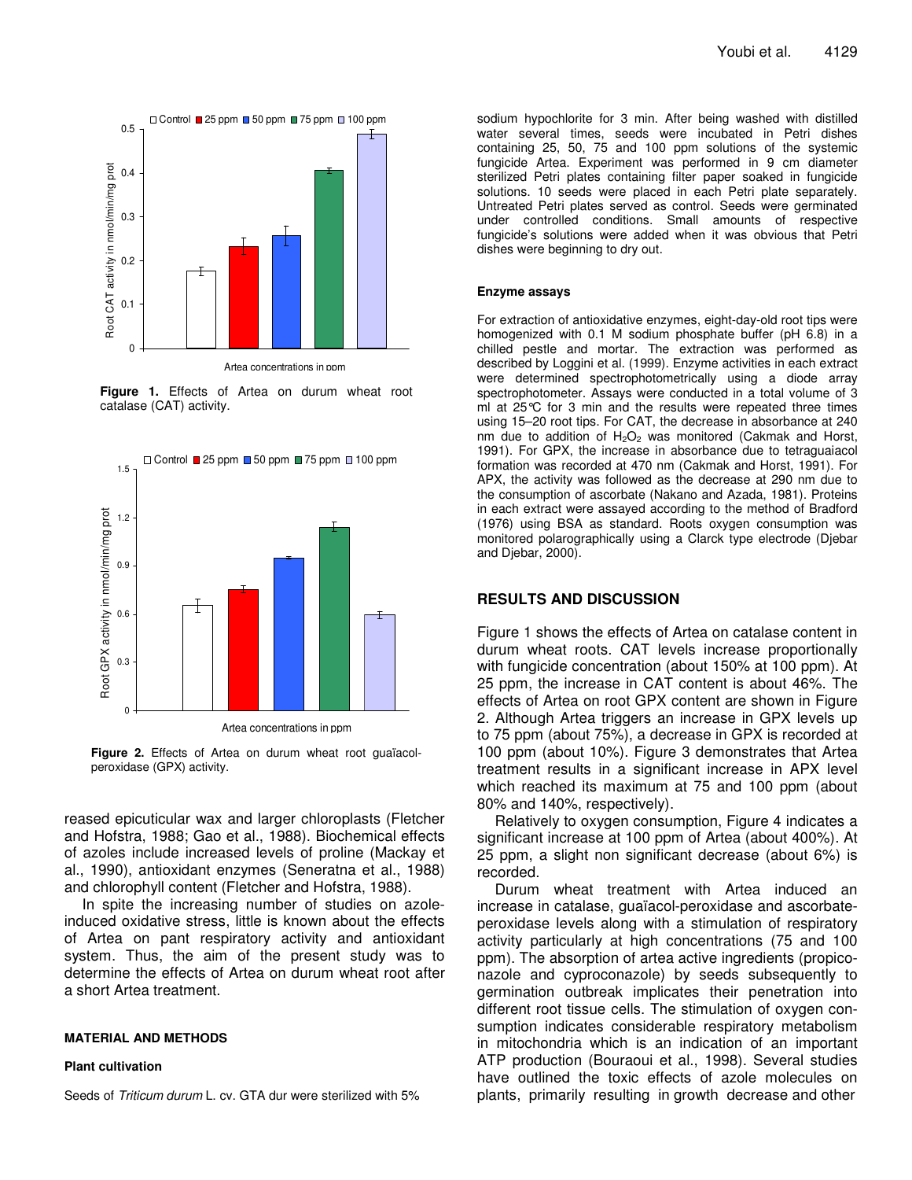**Figure 1.** Effects of Artea on durum wheat root catalase (CAT) activity.

**Figure 2.** Effects of Artea on durum wheat root guaïacol-peroxidase (GPX) activity.

reased epicuticular wax and larger chloroplasts (Fletcher and Hofstra, 1988; Gao et al., 1988). Biochemical effects of azoles include increased levels of proline (Mackay et al., 1990), antioxidant enzymes (Seneratna et al., 1988) and chlorophyll content (Fletcher and Hofstra, 1988).

In spite the increasing number of studies on azole-induced oxidative stress, little is known about the effects of Artea on pant respiratory activity and antioxidant system. Thus, the aim of the present study was to determine the effects of Artea on durum wheat root after a short Artea treatment.

## MATERIAL AND METHODS

### Plant cultivation

Seeds of *Triticum durum* L. cv. GTA dur were sterilized with 5% sodium hypochlorite for 3 min. After being washed with distilled water several times, seeds were incubated in Petri dishes containing 25, 50, 75 and 100 ppm solutions of the systemic fungicide Artea. Experiment was performed in 9 cm diameter sterilized Petri plates containing filter paper soaked in fungicide solutions. 10 seeds were placed in each Petri plate separately. Untreated Petri plates served as control. Seeds were germinated under controlled conditions. Small amounts of respective fungicide's solutions were added when it was obvious that Petri dishes were beginning to dry out.

### Enzyme assays

For extraction of antioxidative enzymes, eight-day-old root tips were homogenized with 0.1 M sodium phosphate buffer (pH 6.8) in a chilled pestle and mortar. The extraction was performed as described by Loggini et al. (1999). Enzyme activities in each extract were determined spectrophotometrically using a diode array spectrophotometer. Assays were conducted in a total volume of 3 ml at 25°C for 3 min and the results were repeated three times using 15–20 root tips. For CAT, the decrease in absorbance at 240 nm due to addition of $H_2O_2$ was monitored (Cakmak and Horst, 1991). For GPX, the increase in absorbance due to tetraguaiacol formation was recorded at 470 nm (Cakmak and Horst, 1991). For APX, the activity was followed as the decrease at 290 nm due to the consumption of ascorbate (Nakano and Azada, 1981). Proteins in each extract were assayed according to the method of Bradford (1976) using BSA as standard. Roots oxygen consumption was monitored polarographically using a Clarck type electrode (Djebar and Djebar, 2000).

## RESULTS AND DISCUSSION

Figure 1 shows the effects of Artea on catalase content in durum wheat roots. CAT levels increase proportionally with fungicide concentration (about 150% at 100 ppm). At 25 ppm, the increase in CAT content is about 46%. The effects of Artea on root GPX content are shown in Figure 2. Although Artea triggers an increase in GPX levels up to 75 ppm (about 75%), a decrease in GPX is recorded at 100 ppm (about 10%). Figure 3 demonstrates that Artea treatment results in a significant increase in APX level which reached its maximum at 75 and 100 ppm (about 80% and 140%, respectively).

Relatively to oxygen consumption, Figure 4 indicates a significant increase at 100 ppm of Artea (about 400%). At 25 ppm, a slight non significant decrease (about 6%) is recorded.

Durum wheat treatment with Artea induced an increase in catalase, guaïacol-peroxidase and ascorbate-peroxidase levels along with a stimulation of respiratory activity particularly at high concentrations (75 and 100 ppm). The absorption of artea active ingredients (propiconazole and cyproconazole) by seeds subsequently to germination outbreak implicates their penetration into different root tissue cells. The stimulation of oxygen consumption indicates considerable respiratory metabolism in mitochondria which is an indication of an important ATP production (Bouraoui et al., 1998). Several studies have outlined the toxic effects of azole molecules on plants, primarily resulting in growth decrease and other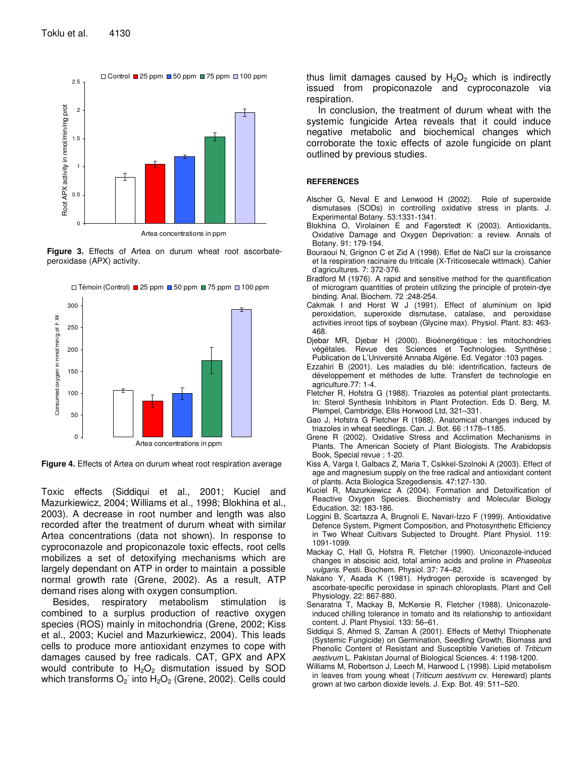□ Control ■ 25 ppm ■ 50 ppm ■ 75 ppm ■ 100 ppm

Root APX activity in nmol/min/mg prot

2.5
2
1.5
1
0.5
0

Artea concentrations in ppm

**Figure 3.** Effects of Artea on durum wheat root ascorbate-peroxidase (APX) activity.

□ Témoin (Control) ■ 25 ppm ■ 50 ppm ■ 75 ppm ■ 100 ppm

Consumed oxygen in nmol/min/g of F.W.

300
250
200
150
100
50
0

Artea concentrations in ppm

**Figure 4.** Effects of Artea on durum wheat root respiration average

Toxic effects (Siddiqui et al., 2001; Kuciel and Mazurkiewicz, 2004; Williams et al., 1998; Blokhina et al., 2003). A decrease in root number and length was also recorded after the treatment of durum wheat with similar Artea concentrations (data not shown). In response to cyproconazole and propiconazole toxic effects, root cells mobilizes a set of detoxifying mechanisms which are largely dependant on ATP in order to maintain a possible normal growth rate (Grene, 2002). As a result, ATP demand rises along with oxygen consumption.

Besides, respiratory metabolism stimulation is combined to a surplus production of reactive oxygen species (ROS) mainly in mitochondria (Grene, 2002; Kiss et al., 2003; Kuciel and Mazurkiewicz, 2004). This leads cells to produce more antioxidant enzymes to cope with damages caused by free radicals. CAT, GPX and APX would contribute to $H_2O_2$ dismutation issued by SOD which transforms $O_2^-$ into $H_2O_2$ (Grene, 2002). Cells could thus limit damages caused by $H_2O_2$ which is indirectly issued from propiconazole and cyproconazole via respiration.

In conclusion, the treatment of durum wheat with the systemic fungicide Artea reveals that it could induce negative metabolic and biochemical changes which corroborate the toxic effects of azole fungicide on plant outlined by previous studies.

## REFERENCES

Alscher G, Neval E and Lenwood H (2002). Role of superoxide dismutases (SODs) in controlling oxidative stress in plants. J. Experimental Botany. 53:1331-1341.

Blokhina O, Virolainen E and Fagerstedt K (2003). Antioxidants, Oxidative Damage and Oxygen Deprivation: a review. Annals of Botany. 91: 179-194.

Bouraoui N, Grignon C et Zid A (1998). Effet de NaCl sur la croissance et la respiration racinaire du triticale (X-Triticosecale wittmack). Cahier d'agricultures. 7: 372-376.

Bradford M (1976). A rapid and sensitive method for the quantification of microgram quantities of protein utilizing the principle of protein-dye binding. Anal. Biochem. 72 :248-254.

Cakmak I and Horst W J (1991). Effect of aluminium on lipid peroxidation, superoxide dismutase, catalase, and peroxidase activities inroot tips of soybean (Glycine max). Physiol. Plant. 83: 463-468.

Djebar MR, Djebar H (2000). Bioénergétique : les mitochondries végétales. Revue des Sciences et Technologies. Synthèse ; Publication de L'Université Annaba Algérie. Ed. Vegator :103 pages.

Ezzahiri B (2001). Les maladies du blé: identrification, facteurs de développement et méthodes de lutte. Transfert de technologie en agriculture.77: 1-4.

Fletcher R, Hofstra G (1988). Triazoles as potential plant protectants. In: Sterol Synthesis Inhibitors in Plant Protection. Eds D. Berg, M. Plempel, Cambridge, Ellis Horwood Ltd, 321–331.

Gao J, Hofstra G Fletcher R (1988). Anatomical changes induced by triazoles in wheat seedlings. Can. J. Bot. 66 :1178–1185.

Grene R (2002). Oxidative Stress and Acclimation Mechanisms in Plants. The American Society of Plant Biologists. The Arabidopsis Book, Special revue ; 1-20.

Kiss A, Varga I, Galbacs Z, Maria T, Csikkel-Szolnoki A (2003). Effect of age and magnesium supply on the free radical and antioxidant content of plants. Acta Biologica Szegediensis. 47:127-130.

Kuciel R, Mazurkiewicz A (2004). Formation and Detoxification of Reactive Oxygen Species. Biochemistry and Molecular Biology Education. 32: 183-186.

Loggini B, Scartazza A, Brugnoli E, Navari-Izzo F (1999). Antioxidative Defence System, Pigment Composition, and Photosynthetic Efficiency in Two Wheat Cultivars Subjected to Drought. Plant Physiol. 119: 1091-1099.

Mackay C, Hall G, Hofstra R, Fletcher (1990). Uniconazole-induced changes in abscisic acid, total amino acids and proline in *Phaseolus vulgaris*. Pesti. Biochem. Physiol. 37: 74–82.

Nakano Y, Asada K (1981). Hydrogen peroxide is scavenged by ascorbate-specific peroxidase in spinach chloroplasts. Plant and Cell Physiology. 22: 867-880.

Senaratna T, Mackay B, McKersie R, Fletcher (1988). Uniconazole-induced chilling tolerance in tomato and its relationship to antioxidant content. J. Plant Physiol. 133: 56–61.

Siddiqui S, Ahmed S, Zaman A (2001). Effects of Methyl Thiophenate (Systemic Fungicide) on Germination, Seedling Growth, Biomass and Phenolic Content of Resistant and Susceptible Varieties of *Triticum aestivum* L. Pakistan Journal of Biological Sciences. 4: 1198-1200.

Williams M, Robertson J, Leech M, Harwood L (1998). Lipid metabolism in leaves from young wheat (*Triticum aestivum* cv. Hereward) plants grown at two carbon dioxide levels. J. Exp. Bot. 49: 511–520.